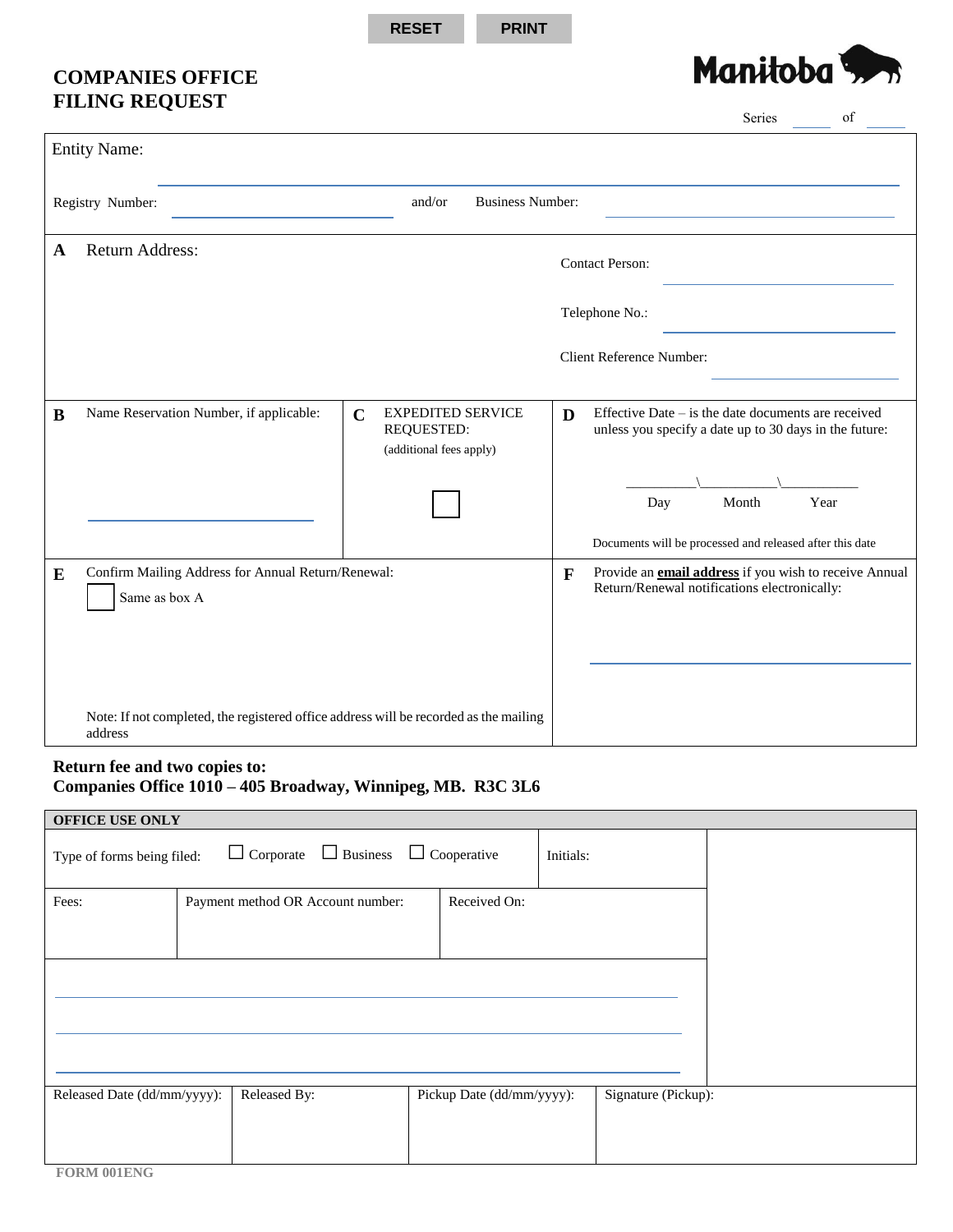RESET PRINT

# COMPANIES OFFICE FILING REQUEST

Manitoba

Series ______ of ______

Entity Name: ____________________________________________

Registry Number: ____________________ and/or Business Number: ____________________

**A** Return Address:

Contact Person: ____________________

Telephone No.: ____________________

Client Reference Number: ____________________

**B** Name Reservation Number, if applicable: ____________________

**C** EXPEDITED SERVICE REQUESTED:
(additional fees apply)

☐

**D** Effective Date – is the date documents are received unless you specify a date up to 30 days in the future:

__________\__________\__________
Day Month Year

Documents will be processed and released after this date

**E** Confirm Mailing Address for Annual Return/Renewal:

☐ Same as box A

Note: If not completed, the registered office address will be recorded as the mailing address

**F** Provide an **email address** if you wish to receive Annual Return/Renewal notifications electronically:

____________________

**Return fee and two copies to:**
**Companies Office 1010 – 405 Broadway, Winnipeg, MB. R3C 3L6**

**OFFICE USE ONLY**

| Type of forms being filed: ☐ Corporate ☐ Business ☐ Cooperative | | | Initials: |
|---|---|---|---|
| Fees: | Payment method OR Account number: | Received On: | |

| Released Date (dd/mm/yyyy): | Released By: | Pickup Date (dd/mm/yyyy): | Signature (Pickup): |
|---|---|---|---|
| | | | |

FORM 001ENG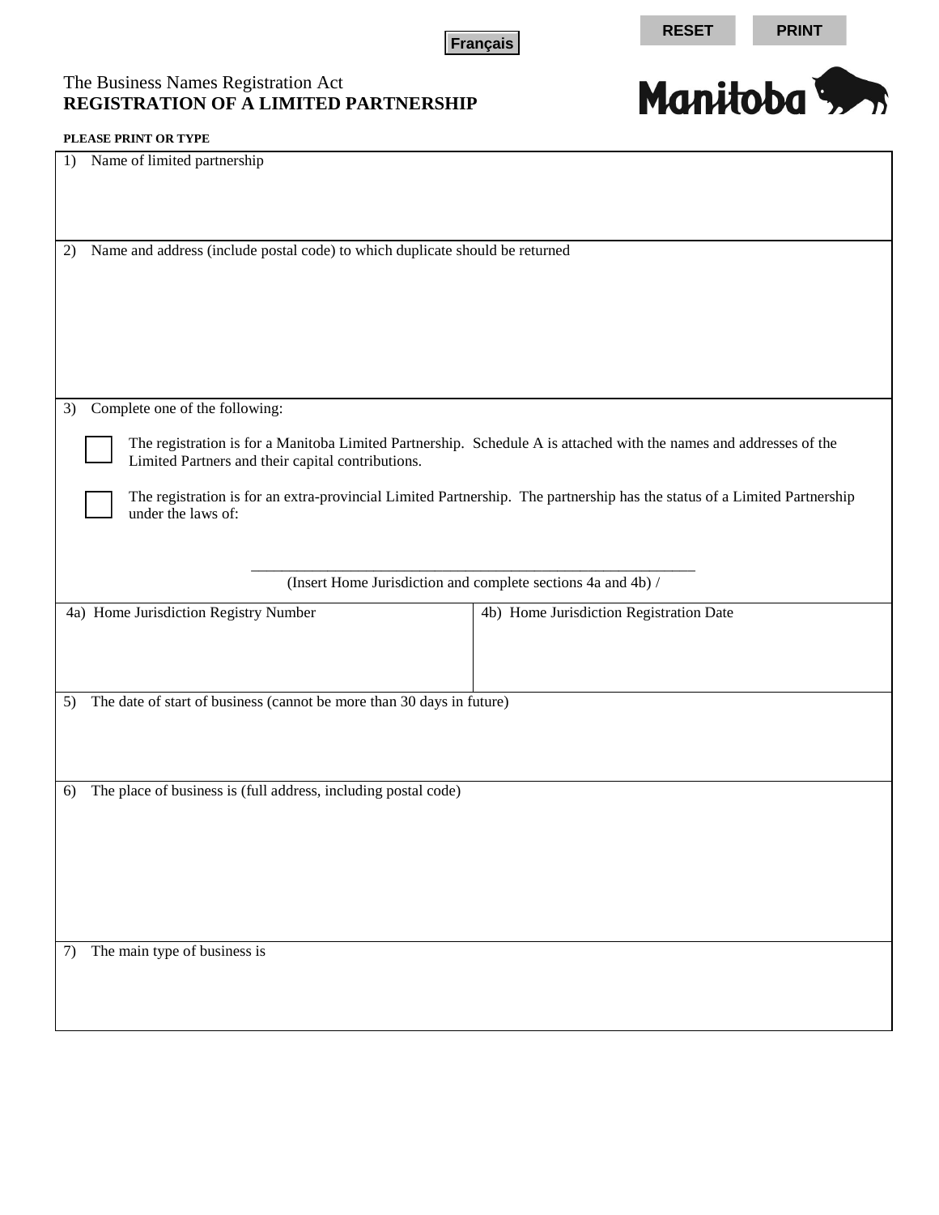Français

RESET PRINT

The Business Names Registration Act

**REGISTRATION OF A LIMITED PARTNERSHIP**

Manitoba

**PLEASE PRINT OR TYPE**

1) Name of limited partnership

2) Name and address (include postal code) to which duplicate should be returned

3) Complete one of the following:

☐ The registration is for a Manitoba Limited Partnership. Schedule A is attached with the names and addresses of the Limited Partners and their capital contributions.

☐ The registration is for an extra-provincial Limited Partnership. The partnership has the status of a Limited Partnership under the laws of:

_______________________________________________

(Insert Home Jurisdiction and complete sections 4a and 4b) /

| 4a) Home Jurisdiction Registry Number | 4b) Home Jurisdiction Registration Date |
| --- | --- |
| | |

5) The date of start of business (cannot be more than 30 days in future)

6) The place of business is (full address, including postal code)

7) The main type of business is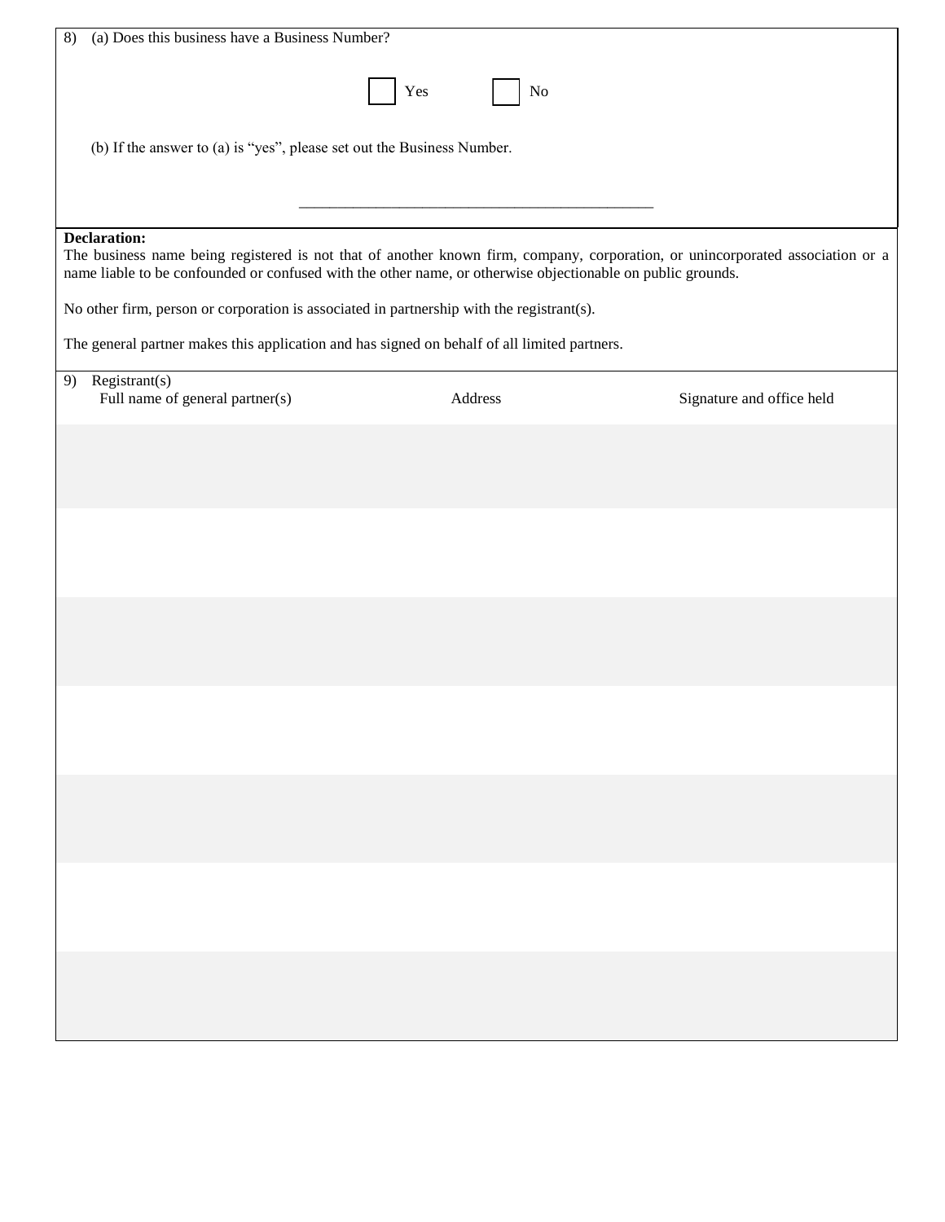8) (a) Does this business have a Business Number?

☐ Yes ☐ No

(b) If the answer to (a) is "yes", please set out the Business Number.

\_\_\_\_\_\_\_\_\_\_\_\_\_\_\_\_\_\_\_\_\_\_\_\_\_\_\_\_\_\_\_\_\_\_\_\_\_\_\_\_\_\_\_\_

**Declaration:**

The business name being registered is not that of another known firm, company, corporation, or unincorporated association or a name liable to be confounded or confused with the other name, or otherwise objectionable on public grounds.

No other firm, person or corporation is associated in partnership with the registrant(s).

The general partner makes this application and has signed on behalf of all limited partners.

9) Registrant(s)

| Full name of general partner(s) | Address | Signature and office held |
|---|---|---|
| | | |
| | | |
| | | |
| | | |
| | | |
| | | |
| | | |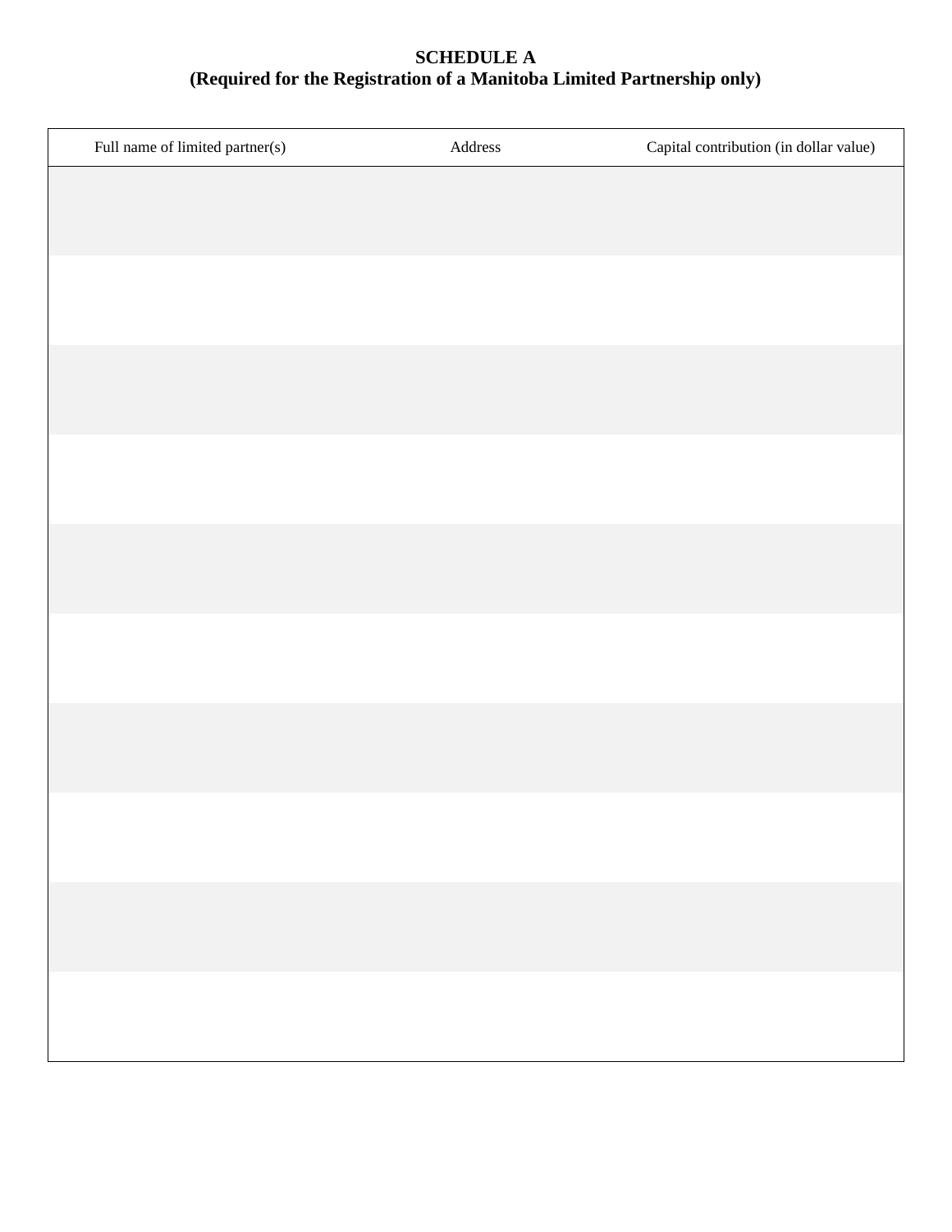**SCHEDULE A**
**(Required for the Registration of a Manitoba Limited Partnership only)**

| Full name of limited partner(s) | Address | Capital contribution (in dollar value) |
| --- | --- | --- |
| | | |
| | | |
| | | |
| | | |
| | | |
| | | |
| | | |
| | | |
| | | |
| | | |